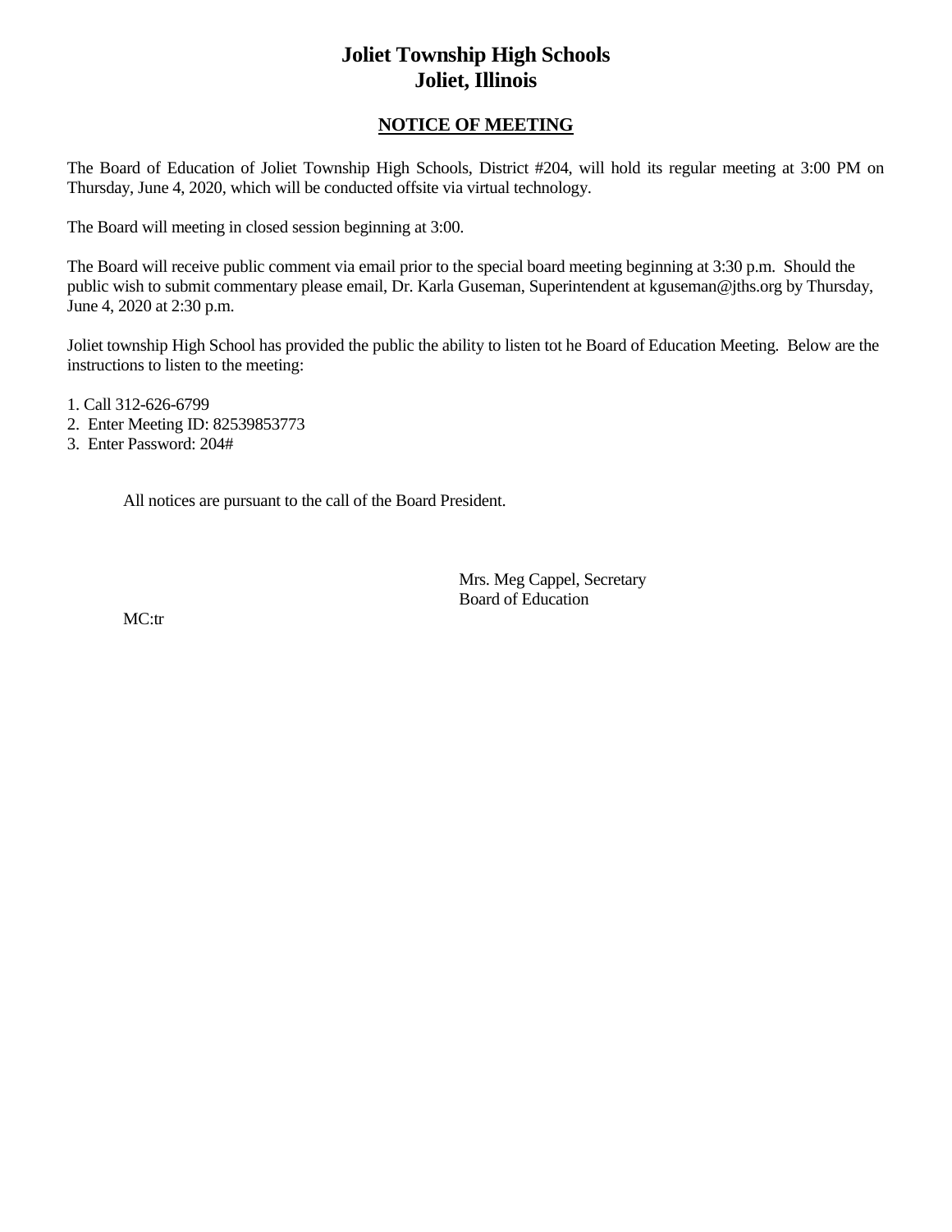# Joliet Township High Schools
# Joliet, Illinois

## NOTICE OF MEETING

The Board of Education of Joliet Township High Schools, District #204, will hold its regular meeting at 3:00 PM on Thursday, June 4, 2020, which will be conducted offsite via virtual technology.

The Board will meeting in closed session beginning at 3:00.

The Board will receive public comment via email prior to the special board meeting beginning at 3:30 p.m. Should the public wish to submit commentary please email, Dr. Karla Guseman, Superintendent at kguseman@jths.org by Thursday, June 4, 2020 at 2:30 p.m.

Joliet township High School has provided the public the ability to listen tot he Board of Education Meeting. Below are the instructions to listen to the meeting:

1. Call 312-626-6799
2. Enter Meeting ID: 82539853773
3. Enter Password: 204#

All notices are pursuant to the call of the Board President.

Mrs. Meg Cappel, Secretary
Board of Education

MC:tr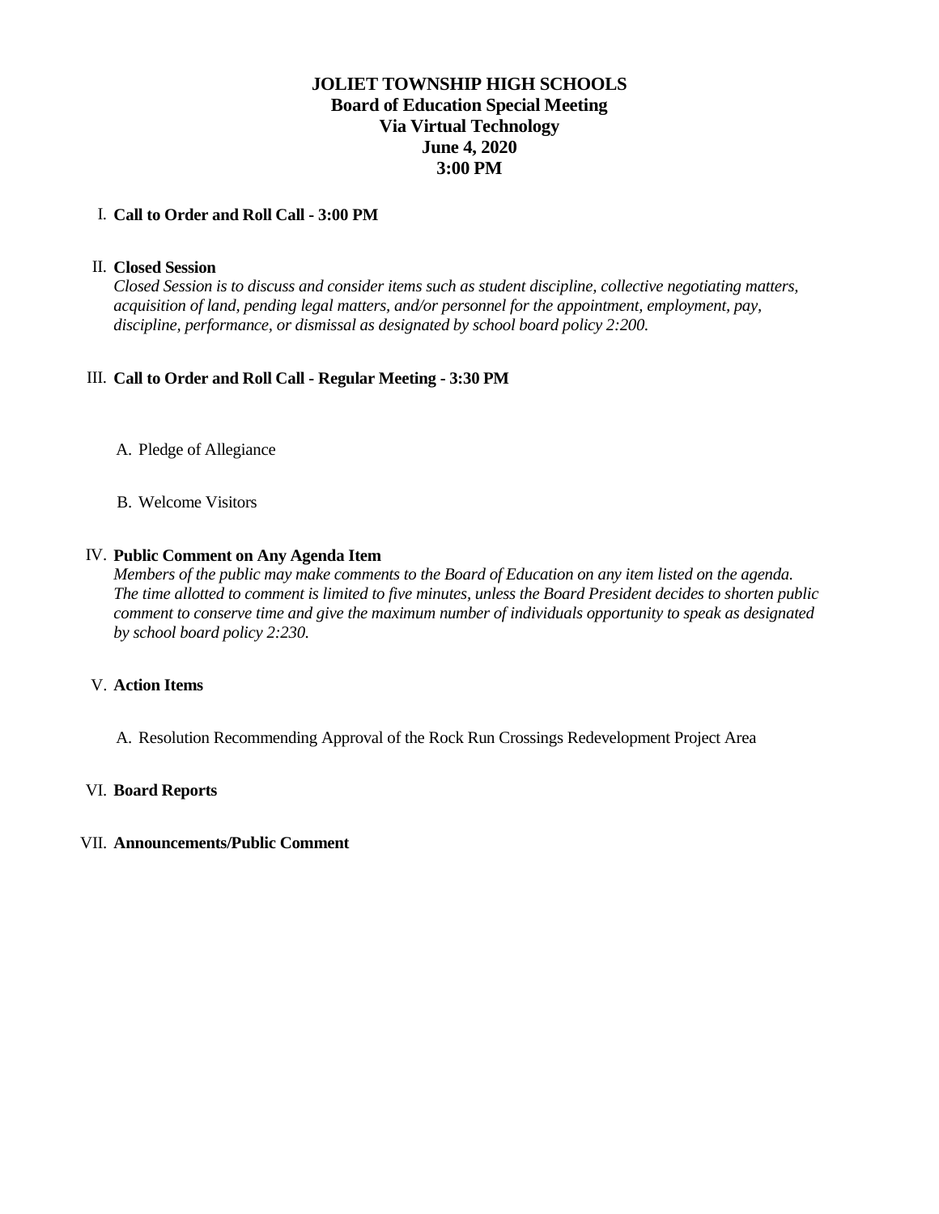# JOLIET TOWNSHIP HIGH SCHOOLS
## Board of Education Special Meeting
## Via Virtual Technology
## June 4, 2020
## 3:00 PM

I. **Call to Order and Roll Call - 3:00 PM**

II. **Closed Session**
*Closed Session is to discuss and consider items such as student discipline, collective negotiating matters, acquisition of land, pending legal matters, and/or personnel for the appointment, employment, pay, discipline, performance, or dismissal as designated by school board policy 2:200.*

III. **Call to Order and Roll Call - Regular Meeting - 3:30 PM**

A. Pledge of Allegiance

B. Welcome Visitors

IV. **Public Comment on Any Agenda Item**
*Members of the public may make comments to the Board of Education on any item listed on the agenda. The time allotted to comment is limited to five minutes, unless the Board President decides to shorten public comment to conserve time and give the maximum number of individuals opportunity to speak as designated by school board policy 2:230.*

V. **Action Items**

A. Resolution Recommending Approval of the Rock Run Crossings Redevelopment Project Area

VI. **Board Reports**

VII. **Announcements/Public Comment**